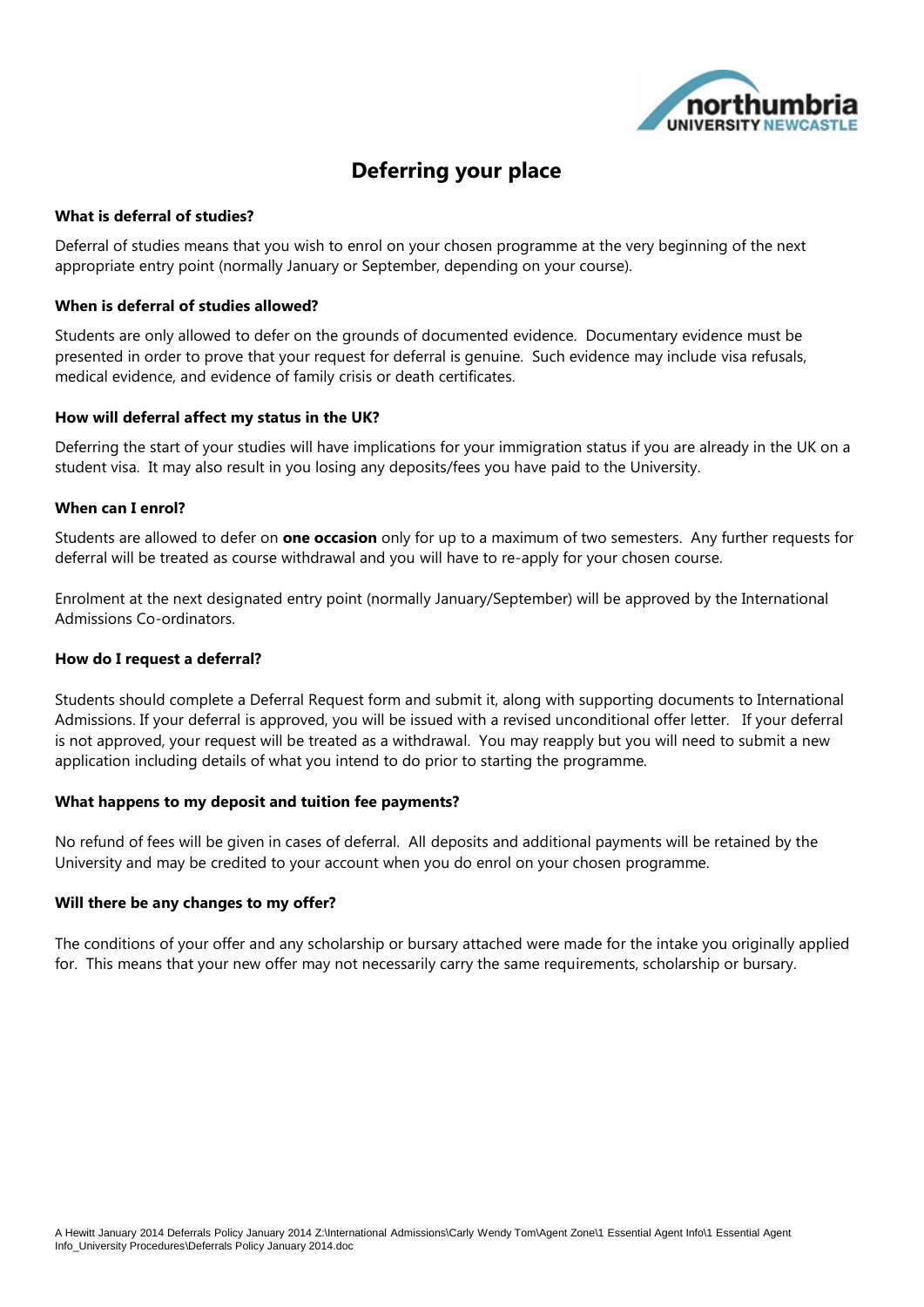# Deferring your place

### What is deferral of studies?

Deferral of studies means that you wish to enrol on your chosen programme at the very beginning of the next appropriate entry point (normally January or September, depending on your course).

### When is deferral of studies allowed?

Students are only allowed to defer on the grounds of documented evidence. Documentary evidence must be presented in order to prove that your request for deferral is genuine. Such evidence may include visa refusals, medical evidence, and evidence of family crisis or death certificates.

### How will deferral affect my status in the UK?

Deferring the start of your studies will have implications for your immigration status if you are already in the UK on a student visa. It may also result in you losing any deposits/fees you have paid to the University.

### When can I enrol?

Students are allowed to defer on **one occasion** only for up to a maximum of two semesters. Any further requests for deferral will be treated as course withdrawal and you will have to re-apply for your chosen course.

Enrolment at the next designated entry point (normally January/September) will be approved by the International Admissions Co-ordinators.

### How do I request a deferral?

Students should complete a Deferral Request form and submit it, along with supporting documents to International Admissions. If your deferral is approved, you will be issued with a revised unconditional offer letter. If your deferral is not approved, your request will be treated as a withdrawal. You may reapply but you will need to submit a new application including details of what you intend to do prior to starting the programme.

### What happens to my deposit and tuition fee payments?

No refund of fees will be given in cases of deferral. All deposits and additional payments will be retained by the University and may be credited to your account when you do enrol on your chosen programme.

### Will there be any changes to my offer?

The conditions of your offer and any scholarship or bursary attached were made for the intake you originally applied for. This means that your new offer may not necessarily carry the same requirements, scholarship or bursary.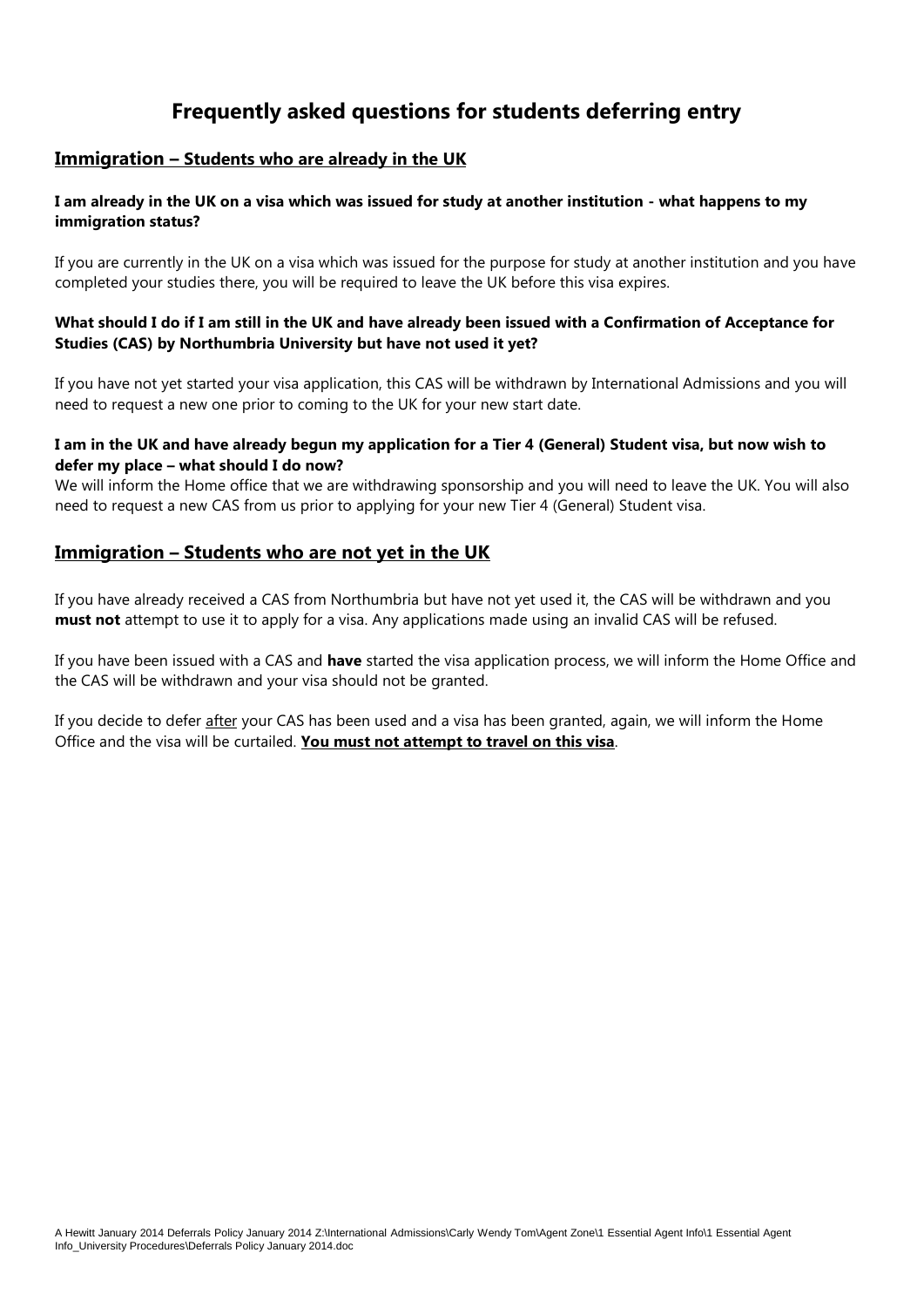# Frequently asked questions for students deferring entry

## Immigration – Students who are already in the UK

**I am already in the UK on a visa which was issued for study at another institution - what happens to my immigration status?**

If you are currently in the UK on a visa which was issued for the purpose for study at another institution and you have completed your studies there, you will be required to leave the UK before this visa expires.

**What should I do if I am still in the UK and have already been issued with a Confirmation of Acceptance for Studies (CAS) by Northumbria University but have not used it yet?**

If you have not yet started your visa application, this CAS will be withdrawn by International Admissions and you will need to request a new one prior to coming to the UK for your new start date.

**I am in the UK and have already begun my application for a Tier 4 (General) Student visa, but now wish to defer my place – what should I do now?**

We will inform the Home office that we are withdrawing sponsorship and you will need to leave the UK. You will also need to request a new CAS from us prior to applying for your new Tier 4 (General) Student visa.

## Immigration – Students who are not yet in the UK

If you have already received a CAS from Northumbria but have not yet used it, the CAS will be withdrawn and you **must not** attempt to use it to apply for a visa. Any applications made using an invalid CAS will be refused.

If you have been issued with a CAS and **have** started the visa application process, we will inform the Home Office and the CAS will be withdrawn and your visa should not be granted.

If you decide to defer after your CAS has been used and a visa has been granted, again, we will inform the Home Office and the visa will be curtailed. **You must not attempt to travel on this visa**.